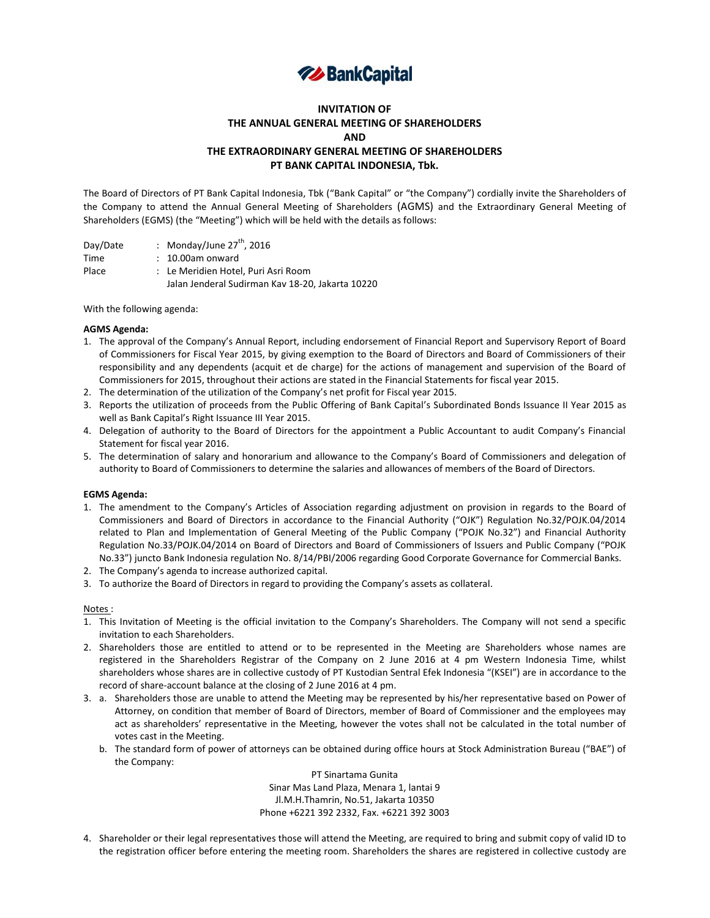BankCapital

# INVITATION OF THE ANNUAL GENERAL MEETING OF SHAREHOLDERS AND THE EXTRAORDINARY GENERAL MEETING OF SHAREHOLDERS PT BANK CAPITAL INDONESIA, Tbk.

The Board of Directors of PT Bank Capital Indonesia, Tbk ("Bank Capital" or "the Company") cordially invite the Shareholders of the Company to attend the Annual General Meeting of Shareholders (AGMS) and the Extraordinary General Meeting of Shareholders (EGMS) (the "Meeting") which will be held with the details as follows:

Day/Date : Monday/June 27th, 2016
Time : 10.00am onward
Place : Le Meridien Hotel, Puri Asri Room
Jalan Jenderal Sudirman Kav 18-20, Jakarta 10220

With the following agenda:

**AGMS Agenda:**

1. The approval of the Company's Annual Report, including endorsement of Financial Report and Supervisory Report of Board of Commissioners for Fiscal Year 2015, by giving exemption to the Board of Directors and Board of Commissioners of their responsibility and any dependents (acquit et de charge) for the actions of management and supervision of the Board of Commissioners for 2015, throughout their actions are stated in the Financial Statements for fiscal year 2015.
2. The determination of the utilization of the Company's net profit for Fiscal year 2015.
3. Reports the utilization of proceeds from the Public Offering of Bank Capital's Subordinated Bonds Issuance II Year 2015 as well as Bank Capital's Right Issuance III Year 2015.
4. Delegation of authority to the Board of Directors for the appointment a Public Accountant to audit Company's Financial Statement for fiscal year 2016.
5. The determination of salary and honorarium and allowance to the Company's Board of Commissioners and delegation of authority to Board of Commissioners to determine the salaries and allowances of members of the Board of Directors.

**EGMS Agenda:**

1. The amendment to the Company's Articles of Association regarding adjustment on provision in regards to the Board of Commissioners and Board of Directors in accordance to the Financial Authority ("OJK") Regulation No.32/POJK.04/2014 related to Plan and Implementation of General Meeting of the Public Company ("POJK No.32") and Financial Authority Regulation No.33/POJK.04/2014 on Board of Directors and Board of Commissioners of Issuers and Public Company ("POJK No.33") juncto Bank Indonesia regulation No. 8/14/PBI/2006 regarding Good Corporate Governance for Commercial Banks.
2. The Company's agenda to increase authorized capital.
3. To authorize the Board of Directors in regard to providing the Company's assets as collateral.

Notes :

1. This Invitation of Meeting is the official invitation to the Company's Shareholders. The Company will not send a specific invitation to each Shareholders.
2. Shareholders those are entitled to attend or to be represented in the Meeting are Shareholders whose names are registered in the Shareholders Registrar of the Company on 2 June 2016 at 4 pm Western Indonesia Time, whilst shareholders whose shares are in collective custody of PT Kustodian Sentral Efek Indonesia "(KSEI") are in accordance to the record of share-account balance at the closing of 2 June 2016 at 4 pm.
3. a. Shareholders those are unable to attend the Meeting may be represented by his/her representative based on Power of Attorney, on condition that member of Board of Directors, member of Board of Commissioner and the employees may act as shareholders' representative in the Meeting, however the votes shall not be calculated in the total number of votes cast in the Meeting.
   b. The standard form of power of attorneys can be obtained during office hours at Stock Administration Bureau ("BAE") of the Company:

   PT Sinartama Gunita
   Sinar Mas Land Plaza, Menara 1, lantai 9
   Jl.M.H.Thamrin, No.51, Jakarta 10350
   Phone +6221 392 2332, Fax. +6221 392 3003

4. Shareholder or their legal representatives those will attend the Meeting, are required to bring and submit copy of valid ID to the registration officer before entering the meeting room. Shareholders the shares are registered in collective custody are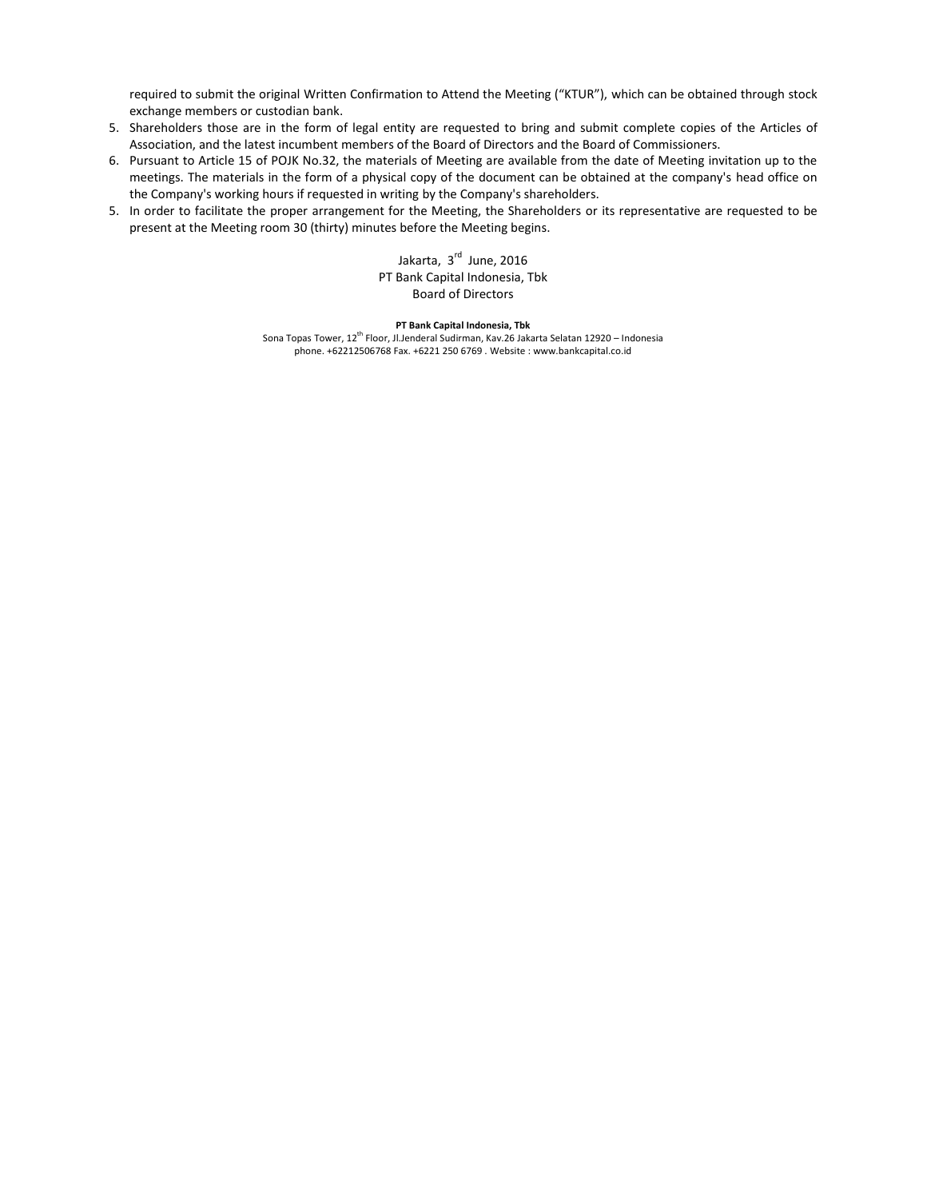required to submit the original Written Confirmation to Attend the Meeting ("KTUR"), which can be obtained through stock exchange members or custodian bank.

5. Shareholders those are in the form of legal entity are requested to bring and submit complete copies of the Articles of Association, and the latest incumbent members of the Board of Directors and the Board of Commissioners.
6. Pursuant to Article 15 of POJK No.32, the materials of Meeting are available from the date of Meeting invitation up to the meetings. The materials in the form of a physical copy of the document can be obtained at the company's head office on the Company's working hours if requested in writing by the Company's shareholders.
5. In order to facilitate the proper arrangement for the Meeting, the Shareholders or its representative are requested to be present at the Meeting room 30 (thirty) minutes before the Meeting begins.

Jakarta, 3rd June, 2016
PT Bank Capital Indonesia, Tbk
Board of Directors

**PT Bank Capital Indonesia, Tbk**
Sona Topas Tower, 12th Floor, Jl.Jenderal Sudirman, Kav.26 Jakarta Selatan 12920 – Indonesia
phone. +62212506768 Fax. +6221 250 6769 . Website : www.bankcapital.co.id